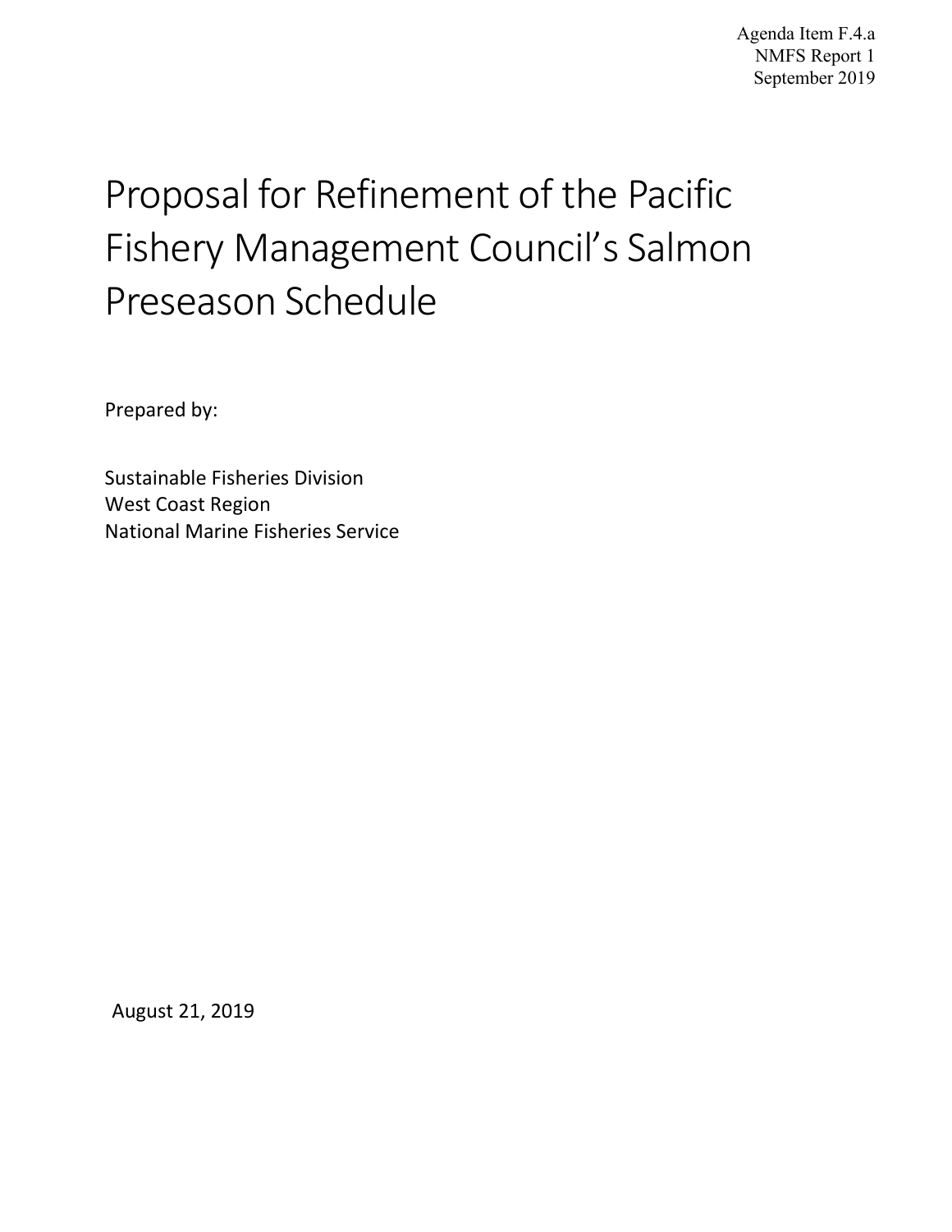Agenda Item F.4.a
NMFS Report 1
September 2019

# Proposal for Refinement of the Pacific Fishery Management Council's Salmon Preseason Schedule

Prepared by:

Sustainable Fisheries Division
West Coast Region
National Marine Fisheries Service

August 21, 2019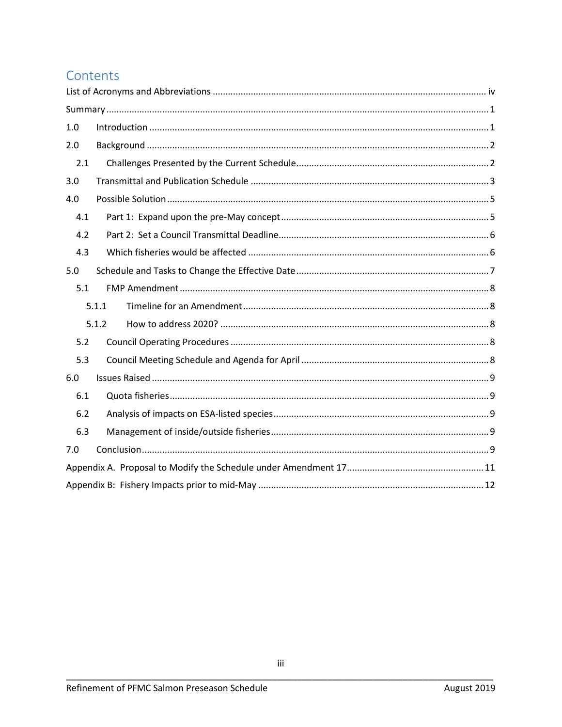# Contents

List of Acronyms and Abbreviations ........................................................................................................ iv

Summary ...................................................................................................................................................... 1

1.0 Introduction ......................................................................................................................................... 1

2.0 Background ......................................................................................................................................... 2

2.1 Challenges Presented by the Current Schedule ............................................................................. 2

3.0 Transmittal and Publication Schedule ................................................................................................. 3

4.0 Possible Solution .................................................................................................................................. 5

4.1 Part 1: Expand upon the pre-May concept .................................................................................... 5

4.2 Part 2: Set a Council Transmittal Deadline ..................................................................................... 6

4.3 Which fisheries would be affected ................................................................................................ 6

5.0 Schedule and Tasks to Change the Effective Date ............................................................................... 7

5.1 FMP Amendment .......................................................................................................................... 8

5.1.1 Timeline for an Amendment .................................................................................................. 8

5.1.2 How to address 2020? ........................................................................................................... 8

5.2 Council Operating Procedures ....................................................................................................... 8

5.3 Council Meeting Schedule and Agenda for April ........................................................................... 8

6.0 Issues Raised ........................................................................................................................................ 9

6.1 Quota fisheries .............................................................................................................................. 9

6.2 Analysis of impacts on ESA-listed species ...................................................................................... 9

6.3 Management of inside/outside fisheries ....................................................................................... 9

7.0 Conclusion ............................................................................................................................................ 9

Appendix A. Proposal to Modify the Schedule under Amendment 17 ...................................................... 11

Appendix B: Fishery Impacts prior to mid-May ......................................................................................... 12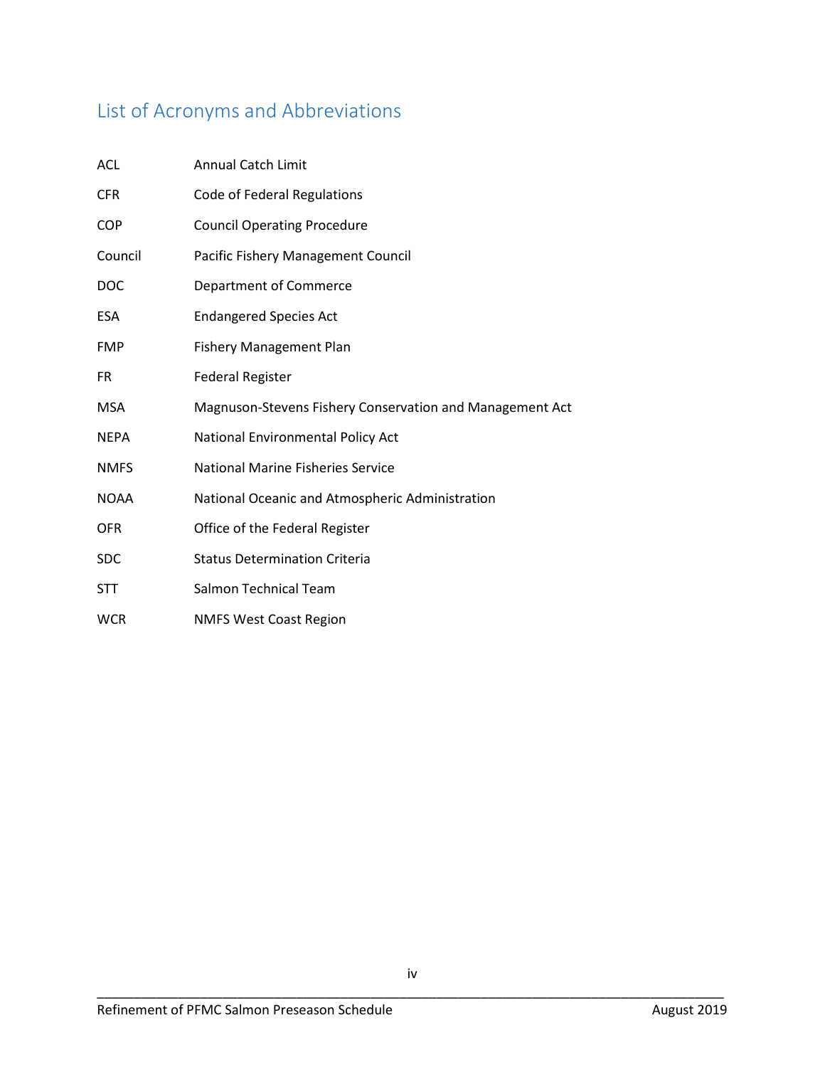## List of Acronyms and Abbreviations

| | |
|---|---|
| ACL | Annual Catch Limit |
| CFR | Code of Federal Regulations |
| COP | Council Operating Procedure |
| Council | Pacific Fishery Management Council |
| DOC | Department of Commerce |
| ESA | Endangered Species Act |
| FMP | Fishery Management Plan |
| FR | Federal Register |
| MSA | Magnuson-Stevens Fishery Conservation and Management Act |
| NEPA | National Environmental Policy Act |
| NMFS | National Marine Fisheries Service |
| NOAA | National Oceanic and Atmospheric Administration |
| OFR | Office of the Federal Register |
| SDC | Status Determination Criteria |
| STT | Salmon Technical Team |
| WCR | NMFS West Coast Region |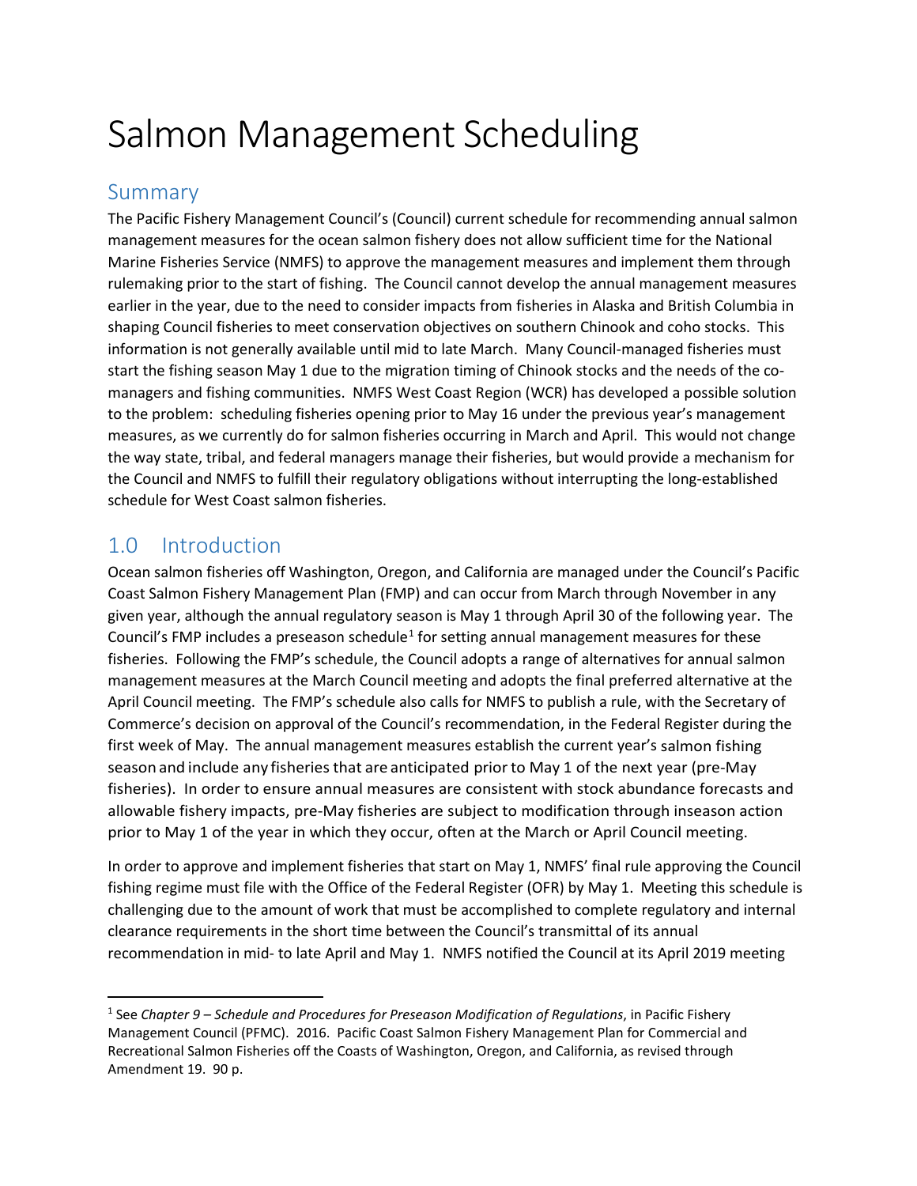# Salmon Management Scheduling

## Summary

The Pacific Fishery Management Council's (Council) current schedule for recommending annual salmon management measures for the ocean salmon fishery does not allow sufficient time for the National Marine Fisheries Service (NMFS) to approve the management measures and implement them through rulemaking prior to the start of fishing. The Council cannot develop the annual management measures earlier in the year, due to the need to consider impacts from fisheries in Alaska and British Columbia in shaping Council fisheries to meet conservation objectives on southern Chinook and coho stocks. This information is not generally available until mid to late March. Many Council-managed fisheries must start the fishing season May 1 due to the migration timing of Chinook stocks and the needs of the co-managers and fishing communities. NMFS West Coast Region (WCR) has developed a possible solution to the problem: scheduling fisheries opening prior to May 16 under the previous year's management measures, as we currently do for salmon fisheries occurring in March and April. This would not change the way state, tribal, and federal managers manage their fisheries, but would provide a mechanism for the Council and NMFS to fulfill their regulatory obligations without interrupting the long-established schedule for West Coast salmon fisheries.

## 1.0 Introduction

Ocean salmon fisheries off Washington, Oregon, and California are managed under the Council's Pacific Coast Salmon Fishery Management Plan (FMP) and can occur from March through November in any given year, although the annual regulatory season is May 1 through April 30 of the following year. The Council's FMP includes a preseason schedule[1] for setting annual management measures for these fisheries. Following the FMP's schedule, the Council adopts a range of alternatives for annual salmon management measures at the March Council meeting and adopts the final preferred alternative at the April Council meeting. The FMP's schedule also calls for NMFS to publish a rule, with the Secretary of Commerce's decision on approval of the Council's recommendation, in the Federal Register during the first week of May. The annual management measures establish the current year's salmon fishing season and include any fisheries that are anticipated prior to May 1 of the next year (pre-May fisheries). In order to ensure annual measures are consistent with stock abundance forecasts and allowable fishery impacts, pre-May fisheries are subject to modification through inseason action prior to May 1 of the year in which they occur, often at the March or April Council meeting.

In order to approve and implement fisheries that start on May 1, NMFS' final rule approving the Council fishing regime must file with the Office of the Federal Register (OFR) by May 1. Meeting this schedule is challenging due to the amount of work that must be accomplished to complete regulatory and internal clearance requirements in the short time between the Council's transmittal of its annual recommendation in mid- to late April and May 1. NMFS notified the Council at its April 2019 meeting

---

[1] See *Chapter 9 – Schedule and Procedures for Preseason Modification of Regulations*, in Pacific Fishery Management Council (PFMC). 2016. Pacific Coast Salmon Fishery Management Plan for Commercial and Recreational Salmon Fisheries off the Coasts of Washington, Oregon, and California, as revised through Amendment 19. 90 p.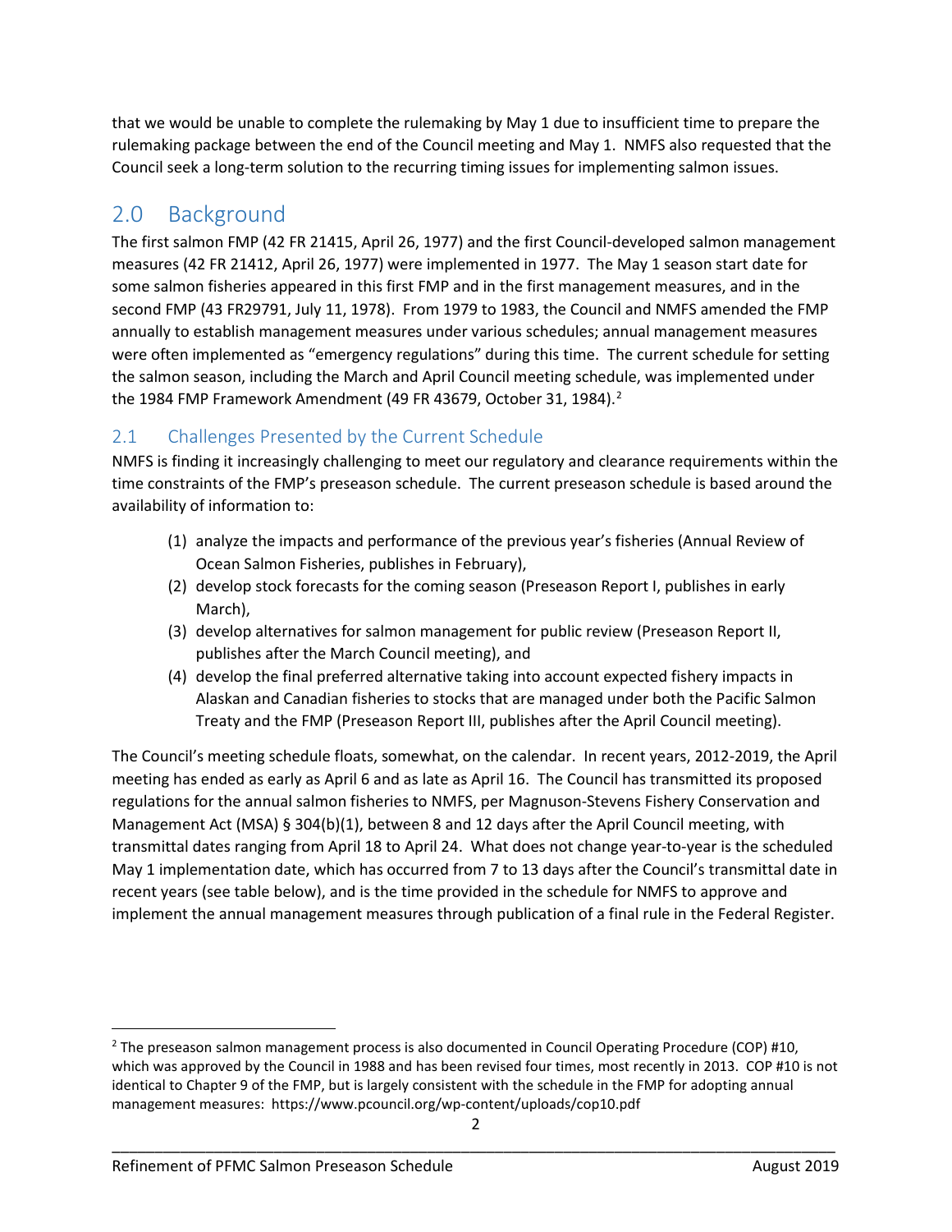that we would be unable to complete the rulemaking by May 1 due to insufficient time to prepare the rulemaking package between the end of the Council meeting and May 1. NMFS also requested that the Council seek a long-term solution to the recurring timing issues for implementing salmon issues.

## 2.0 Background

The first salmon FMP (42 FR 21415, April 26, 1977) and the first Council-developed salmon management measures (42 FR 21412, April 26, 1977) were implemented in 1977. The May 1 season start date for some salmon fisheries appeared in this first FMP and in the first management measures, and in the second FMP (43 FR29791, July 11, 1978). From 1979 to 1983, the Council and NMFS amended the FMP annually to establish management measures under various schedules; annual management measures were often implemented as "emergency regulations" during this time. The current schedule for setting the salmon season, including the March and April Council meeting schedule, was implemented under the 1984 FMP Framework Amendment (49 FR 43679, October 31, 1984).[2]

### 2.1 Challenges Presented by the Current Schedule

NMFS is finding it increasingly challenging to meet our regulatory and clearance requirements within the time constraints of the FMP's preseason schedule. The current preseason schedule is based around the availability of information to:

(1) analyze the impacts and performance of the previous year's fisheries (Annual Review of Ocean Salmon Fisheries, publishes in February),
(2) develop stock forecasts for the coming season (Preseason Report I, publishes in early March),
(3) develop alternatives for salmon management for public review (Preseason Report II, publishes after the March Council meeting), and
(4) develop the final preferred alternative taking into account expected fishery impacts in Alaskan and Canadian fisheries to stocks that are managed under both the Pacific Salmon Treaty and the FMP (Preseason Report III, publishes after the April Council meeting).

The Council's meeting schedule floats, somewhat, on the calendar. In recent years, 2012-2019, the April meeting has ended as early as April 6 and as late as April 16. The Council has transmitted its proposed regulations for the annual salmon fisheries to NMFS, per Magnuson-Stevens Fishery Conservation and Management Act (MSA) § 304(b)(1), between 8 and 12 days after the April Council meeting, with transmittal dates ranging from April 18 to April 24. What does not change year-to-year is the scheduled May 1 implementation date, which has occurred from 7 to 13 days after the Council's transmittal date in recent years (see table below), and is the time provided in the schedule for NMFS to approve and implement the annual management measures through publication of a final rule in the Federal Register.

[2] The preseason salmon management process is also documented in Council Operating Procedure (COP) #10, which was approved by the Council in 1988 and has been revised four times, most recently in 2013. COP #10 is not identical to Chapter 9 of the FMP, but is largely consistent with the schedule in the FMP for adopting annual management measures: https://www.pcouncil.org/wp-content/uploads/cop10.pdf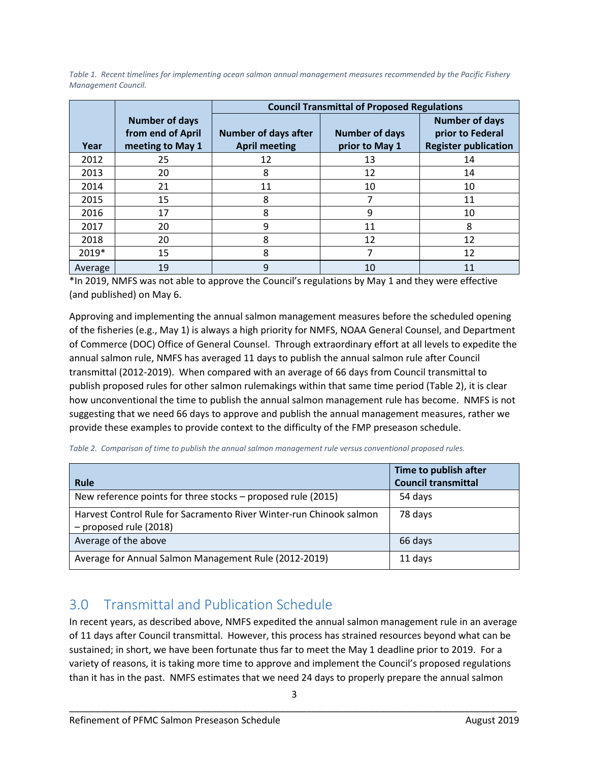*Table 1. Recent timelines for implementing ocean salmon annual management measures recommended by the Pacific Fishery Management Council.*

| Year | Number of days from end of April meeting to May 1 | Council Transmittal of Proposed Regulations | | |
|---|---|---|---|---|
| | | Number of days after April meeting | Number of days prior to May 1 | Number of days prior to Federal Register publication |
| 2012 | 25 | 12 | 13 | 14 |
| 2013 | 20 | 8 | 12 | 14 |
| 2014 | 21 | 11 | 10 | 10 |
| 2015 | 15 | 8 | 7 | 11 |
| 2016 | 17 | 8 | 9 | 10 |
| 2017 | 20 | 9 | 11 | 8 |
| 2018 | 20 | 8 | 12 | 12 |
| 2019* | 15 | 8 | 7 | 12 |
| Average | 19 | 9 | 10 | 11 |

*In 2019, NMFS was not able to approve the Council's regulations by May 1 and they were effective (and published) on May 6.

Approving and implementing the annual salmon management measures before the scheduled opening of the fisheries (e.g., May 1) is always a high priority for NMFS, NOAA General Counsel, and Department of Commerce (DOC) Office of General Counsel. Through extraordinary effort at all levels to expedite the annual salmon rule, NMFS has averaged 11 days to publish the annual salmon rule after Council transmittal (2012-2019). When compared with an average of 66 days from Council transmittal to publish proposed rules for other salmon rulemakings within that same time period (Table 2), it is clear how unconventional the time to publish the annual salmon management rule has become. NMFS is not suggesting that we need 66 days to approve and publish the annual management measures, rather we provide these examples to provide context to the difficulty of the FMP preseason schedule.

*Table 2. Comparison of time to publish the annual salmon management rule versus conventional proposed rules.*

| Rule | Time to publish after Council transmittal |
|---|---|
| New reference points for three stocks – proposed rule (2015) | 54 days |
| Harvest Control Rule for Sacramento River Winter-run Chinook salmon – proposed rule (2018) | 78 days |
| Average of the above | 66 days |
| Average for Annual Salmon Management Rule (2012-2019) | 11 days |

## 3.0 Transmittal and Publication Schedule

In recent years, as described above, NMFS expedited the annual salmon management rule in an average of 11 days after Council transmittal. However, this process has strained resources beyond what can be sustained; in short, we have been fortunate thus far to meet the May 1 deadline prior to 2019. For a variety of reasons, it is taking more time to approve and implement the Council's proposed regulations than it has in the past. NMFS estimates that we need 24 days to properly prepare the annual salmon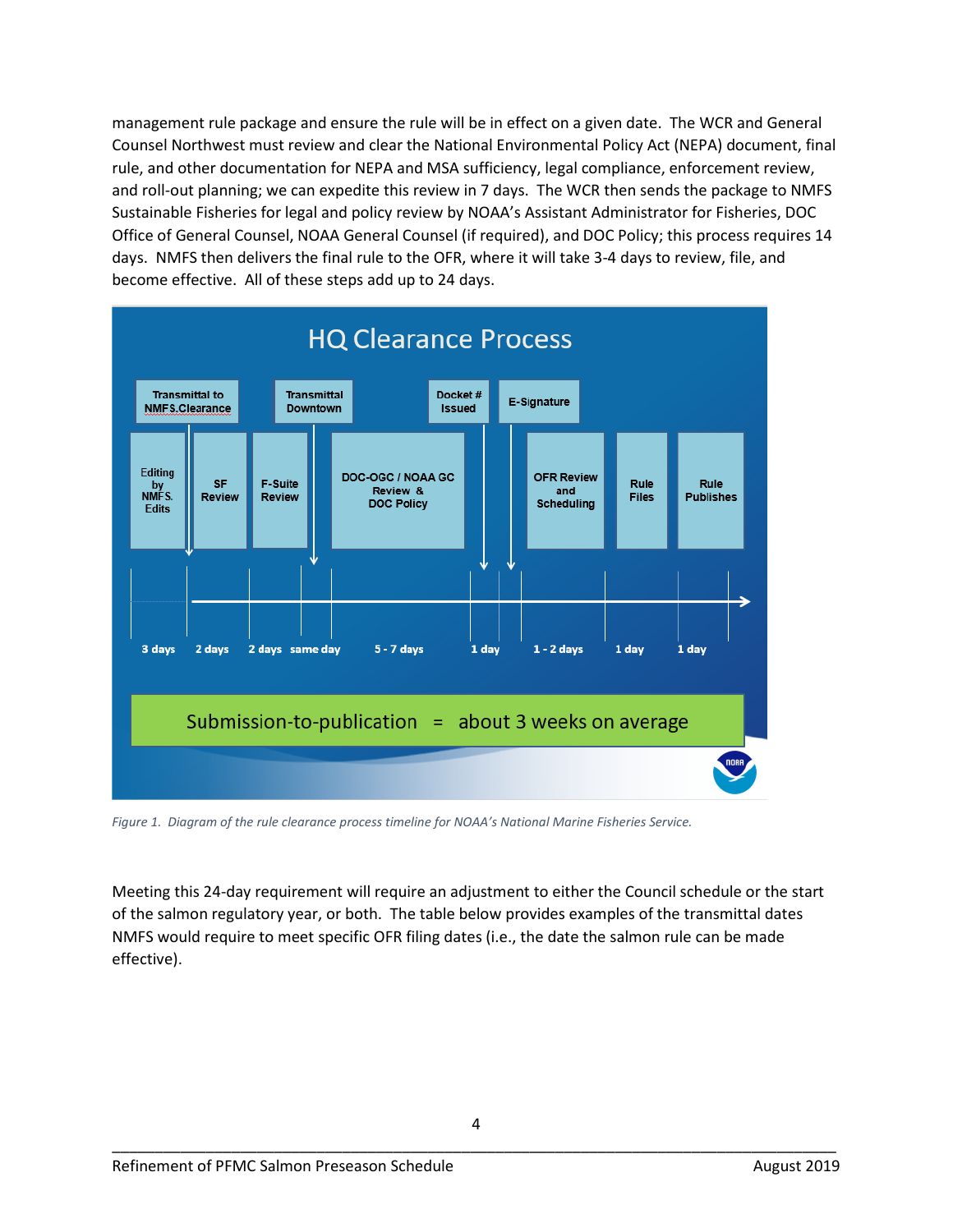management rule package and ensure the rule will be in effect on a given date. The WCR and General Counsel Northwest must review and clear the National Environmental Policy Act (NEPA) document, final rule, and other documentation for NEPA and MSA sufficiency, legal compliance, enforcement review, and roll-out planning; we can expedite this review in 7 days. The WCR then sends the package to NMFS Sustainable Fisheries for legal and policy review by NOAA's Assistant Administrator for Fisheries, DOC Office of General Counsel, NOAA General Counsel (if required), and DOC Policy; this process requires 14 days. NMFS then delivers the final rule to the OFR, where it will take 3-4 days to review, file, and become effective. All of these steps add up to 24 days.

HQ Clearance Process

| Step | Duration |
|---|---|
| Editing by NMFS. Edits | 3 days |
| Transmittal to NMFS.Clearance | |
| SF Review | 2 days |
| F-Suite Review | 2 days |
| Transmittal Downtown | same day |
| DOC-OGC / NOAA GC Review & DOC Policy | 5 - 7 days |
| Docket # Issued | 1 day |
| E-Signature | |
| OFR Review and Scheduling | 1 - 2 days |
| Rule Files | 1 day |
| Rule Publishes | 1 day |

Submission-to-publication = about 3 weeks on average

*Figure 1. Diagram of the rule clearance process timeline for NOAA's National Marine Fisheries Service.*

Meeting this 24-day requirement will require an adjustment to either the Council schedule or the start of the salmon regulatory year, or both. The table below provides examples of the transmittal dates NMFS would require to meet specific OFR filing dates (i.e., the date the salmon rule can be made effective).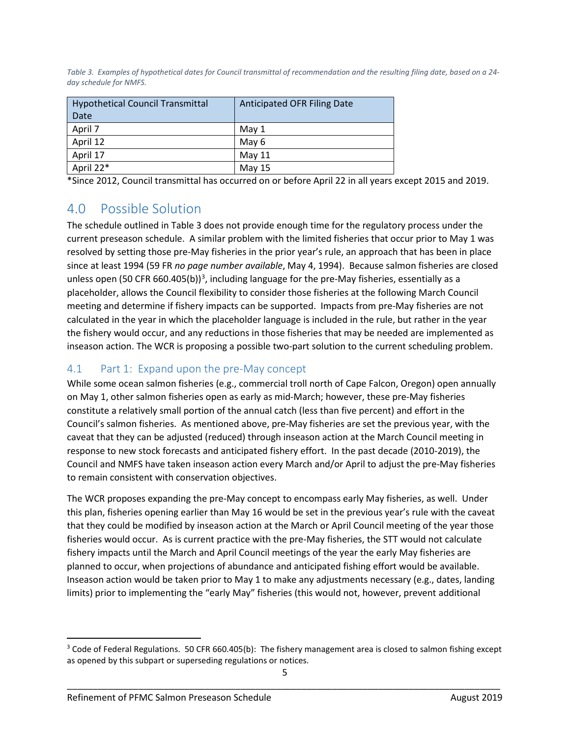*Table 3. Examples of hypothetical dates for Council transmittal of recommendation and the resulting filing date, based on a 24-day schedule for NMFS.*

| Hypothetical Council Transmittal Date | Anticipated OFR Filing Date |
|---|---|
| April 7 | May 1 |
| April 12 | May 6 |
| April 17 | May 11 |
| April 22* | May 15 |

*Since 2012, Council transmittal has occurred on or before April 22 in all years except 2015 and 2019.

## 4.0 Possible Solution

The schedule outlined in Table 3 does not provide enough time for the regulatory process under the current preseason schedule. A similar problem with the limited fisheries that occur prior to May 1 was resolved by setting those pre-May fisheries in the prior year's rule, an approach that has been in place since at least 1994 (59 FR *no page number available*, May 4, 1994). Because salmon fisheries are closed unless open (50 CFR 660.405(b))[3], including language for the pre-May fisheries, essentially as a placeholder, allows the Council flexibility to consider those fisheries at the following March Council meeting and determine if fishery impacts can be supported. Impacts from pre-May fisheries are not calculated in the year in which the placeholder language is included in the rule, but rather in the year the fishery would occur, and any reductions in those fisheries that may be needed are implemented as inseason action. The WCR is proposing a possible two-part solution to the current scheduling problem.

### 4.1 Part 1: Expand upon the pre-May concept

While some ocean salmon fisheries (e.g., commercial troll north of Cape Falcon, Oregon) open annually on May 1, other salmon fisheries open as early as mid-March; however, these pre-May fisheries constitute a relatively small portion of the annual catch (less than five percent) and effort in the Council's salmon fisheries. As mentioned above, pre-May fisheries are set the previous year, with the caveat that they can be adjusted (reduced) through inseason action at the March Council meeting in response to new stock forecasts and anticipated fishery effort. In the past decade (2010-2019), the Council and NMFS have taken inseason action every March and/or April to adjust the pre-May fisheries to remain consistent with conservation objectives.

The WCR proposes expanding the pre-May concept to encompass early May fisheries, as well. Under this plan, fisheries opening earlier than May 16 would be set in the previous year's rule with the caveat that they could be modified by inseason action at the March or April Council meeting of the year those fisheries would occur. As is current practice with the pre-May fisheries, the STT would not calculate fishery impacts until the March and April Council meetings of the year the early May fisheries are planned to occur, when projections of abundance and anticipated fishing effort would be available. Inseason action would be taken prior to May 1 to make any adjustments necessary (e.g., dates, landing limits) prior to implementing the "early May" fisheries (this would not, however, prevent additional

[3] Code of Federal Regulations. 50 CFR 660.405(b): The fishery management area is closed to salmon fishing except as opened by this subpart or superseding regulations or notices.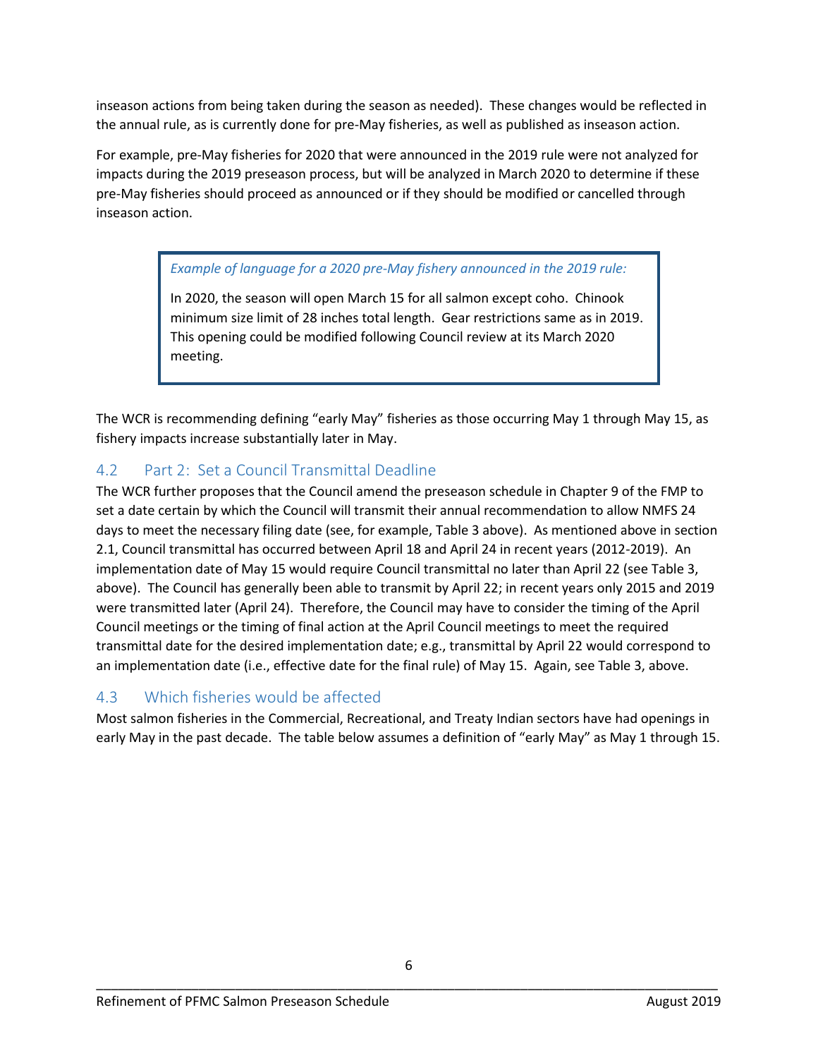inseason actions from being taken during the season as needed). These changes would be reflected in the annual rule, as is currently done for pre-May fisheries, as well as published as inseason action.

For example, pre-May fisheries for 2020 that were announced in the 2019 rule were not analyzed for impacts during the 2019 preseason process, but will be analyzed in March 2020 to determine if these pre-May fisheries should proceed as announced or if they should be modified or cancelled through inseason action.

> *Example of language for a 2020 pre-May fishery announced in the 2019 rule:*
>
> In 2020, the season will open March 15 for all salmon except coho. Chinook minimum size limit of 28 inches total length. Gear restrictions same as in 2019. This opening could be modified following Council review at its March 2020 meeting.

The WCR is recommending defining "early May" fisheries as those occurring May 1 through May 15, as fishery impacts increase substantially later in May.

## 4.2 Part 2: Set a Council Transmittal Deadline

The WCR further proposes that the Council amend the preseason schedule in Chapter 9 of the FMP to set a date certain by which the Council will transmit their annual recommendation to allow NMFS 24 days to meet the necessary filing date (see, for example, Table 3 above). As mentioned above in section 2.1, Council transmittal has occurred between April 18 and April 24 in recent years (2012-2019). An implementation date of May 15 would require Council transmittal no later than April 22 (see Table 3, above). The Council has generally been able to transmit by April 22; in recent years only 2015 and 2019 were transmitted later (April 24). Therefore, the Council may have to consider the timing of the April Council meetings or the timing of final action at the April Council meetings to meet the required transmittal date for the desired implementation date; e.g., transmittal by April 22 would correspond to an implementation date (i.e., effective date for the final rule) of May 15. Again, see Table 3, above.

## 4.3 Which fisheries would be affected

Most salmon fisheries in the Commercial, Recreational, and Treaty Indian sectors have had openings in early May in the past decade. The table below assumes a definition of "early May" as May 1 through 15.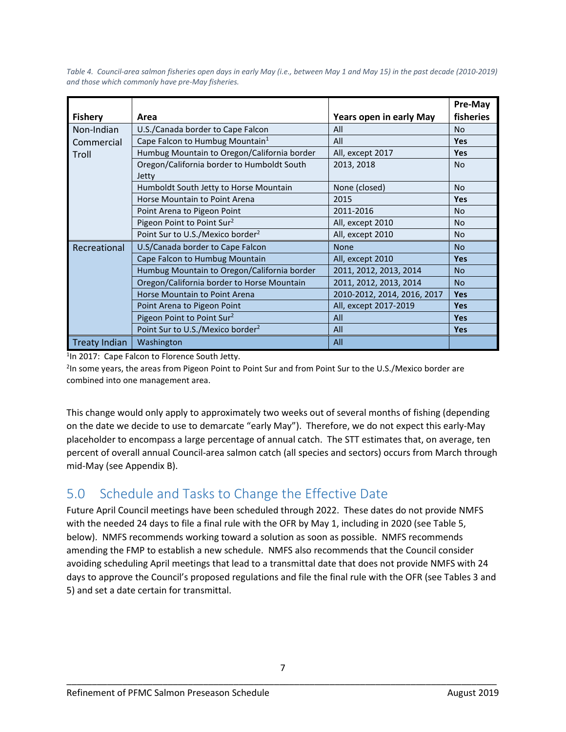*Table 4. Council-area salmon fisheries open days in early May (i.e., between May 1 and May 15) in the past decade (2010-2019) and those which commonly have pre-May fisheries.*

| Fishery | Area | Years open in early May | Pre-May fisheries |
|---|---|---|---|
| Non-Indian Commercial Troll | U.S./Canada border to Cape Falcon | All | No |
| | Cape Falcon to Humbug Mountain[1] | All | **Yes** |
| | Humbug Mountain to Oregon/California border | All, except 2017 | **Yes** |
| | Oregon/California border to Humboldt South Jetty | 2013, 2018 | No |
| | Humboldt South Jetty to Horse Mountain | None (closed) | No |
| | Horse Mountain to Point Arena | 2015 | **Yes** |
| | Point Arena to Pigeon Point | 2011-2016 | No |
| | Pigeon Point to Point Sur[2] | All, except 2010 | No |
| | Point Sur to U.S./Mexico border[2] | All, except 2010 | No |
| Recreational | U.S/Canada border to Cape Falcon | None | No |
| | Cape Falcon to Humbug Mountain | All, except 2010 | **Yes** |
| | Humbug Mountain to Oregon/California border | 2011, 2012, 2013, 2014 | No |
| | Oregon/California border to Horse Mountain | 2011, 2012, 2013, 2014 | No |
| | Horse Mountain to Point Arena | 2010-2012, 2014, 2016, 2017 | **Yes** |
| | Point Arena to Pigeon Point | All, except 2017-2019 | **Yes** |
| | Pigeon Point to Point Sur[2] | All | **Yes** |
| | Point Sur to U.S./Mexico border[2] | All | **Yes** |
| Treaty Indian | Washington | All | |

[1]In 2017: Cape Falcon to Florence South Jetty.

[2]In some years, the areas from Pigeon Point to Point Sur and from Point Sur to the U.S./Mexico border are combined into one management area.

This change would only apply to approximately two weeks out of several months of fishing (depending on the date we decide to use to demarcate "early May"). Therefore, we do not expect this early-May placeholder to encompass a large percentage of annual catch. The STT estimates that, on average, ten percent of overall annual Council-area salmon catch (all species and sectors) occurs from March through mid-May (see Appendix B).

## 5.0 Schedule and Tasks to Change the Effective Date

Future April Council meetings have been scheduled through 2022. These dates do not provide NMFS with the needed 24 days to file a final rule with the OFR by May 1, including in 2020 (see Table 5, below). NMFS recommends working toward a solution as soon as possible. NMFS recommends amending the FMP to establish a new schedule. NMFS also recommends that the Council consider avoiding scheduling April meetings that lead to a transmittal date that does not provide NMFS with 24 days to approve the Council's proposed regulations and file the final rule with the OFR (see Tables 3 and 5) and set a date certain for transmittal.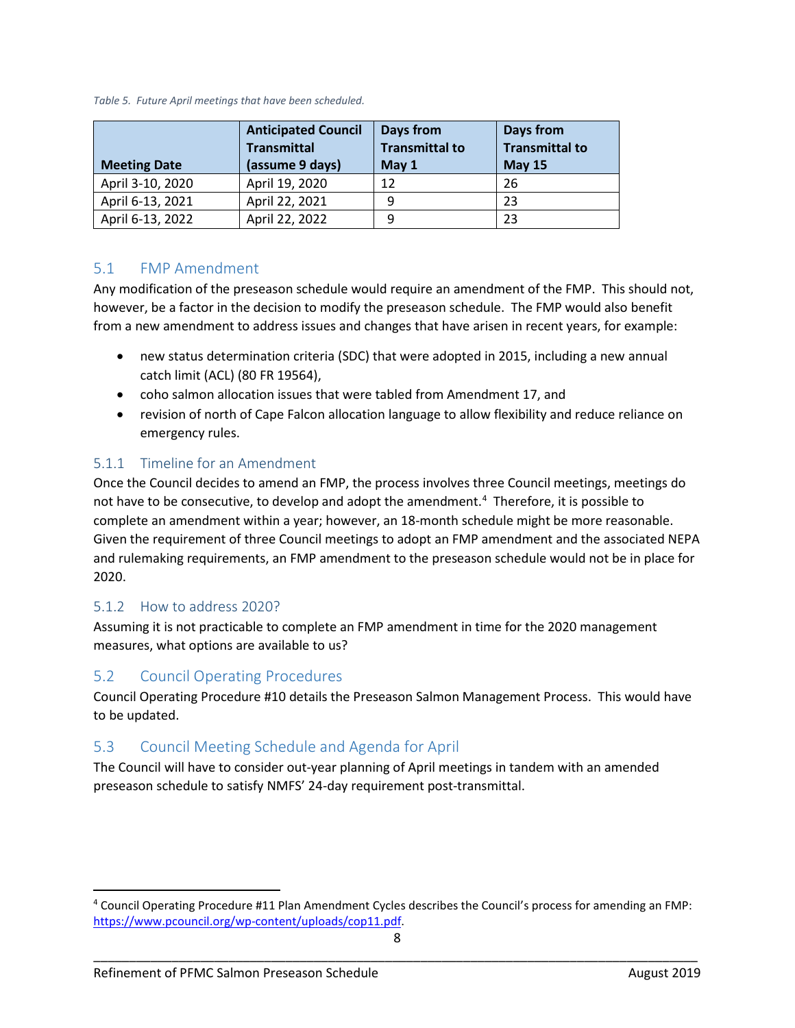*Table 5. Future April meetings that have been scheduled.*

| Meeting Date | Anticipated Council Transmittal (assume 9 days) | Days from Transmittal to May 1 | Days from Transmittal to May 15 |
|---|---|---|---|
| April 3-10, 2020 | April 19, 2020 | 12 | 26 |
| April 6-13, 2021 | April 22, 2021 | 9 | 23 |
| April 6-13, 2022 | April 22, 2022 | 9 | 23 |

## 5.1 FMP Amendment

Any modification of the preseason schedule would require an amendment of the FMP. This should not, however, be a factor in the decision to modify the preseason schedule. The FMP would also benefit from a new amendment to address issues and changes that have arisen in recent years, for example:

- new status determination criteria (SDC) that were adopted in 2015, including a new annual catch limit (ACL) (80 FR 19564),
- coho salmon allocation issues that were tabled from Amendment 17, and
- revision of north of Cape Falcon allocation language to allow flexibility and reduce reliance on emergency rules.

### 5.1.1 Timeline for an Amendment

Once the Council decides to amend an FMP, the process involves three Council meetings, meetings do not have to be consecutive, to develop and adopt the amendment.[4] Therefore, it is possible to complete an amendment within a year; however, an 18-month schedule might be more reasonable. Given the requirement of three Council meetings to adopt an FMP amendment and the associated NEPA and rulemaking requirements, an FMP amendment to the preseason schedule would not be in place for 2020.

### 5.1.2 How to address 2020?

Assuming it is not practicable to complete an FMP amendment in time for the 2020 management measures, what options are available to us?

## 5.2 Council Operating Procedures

Council Operating Procedure #10 details the Preseason Salmon Management Process. This would have to be updated.

## 5.3 Council Meeting Schedule and Agenda for April

The Council will have to consider out-year planning of April meetings in tandem with an amended preseason schedule to satisfy NMFS' 24-day requirement post-transmittal.

[4] Council Operating Procedure #11 Plan Amendment Cycles describes the Council's process for amending an FMP: https://www.pcouncil.org/wp-content/uploads/cop11.pdf.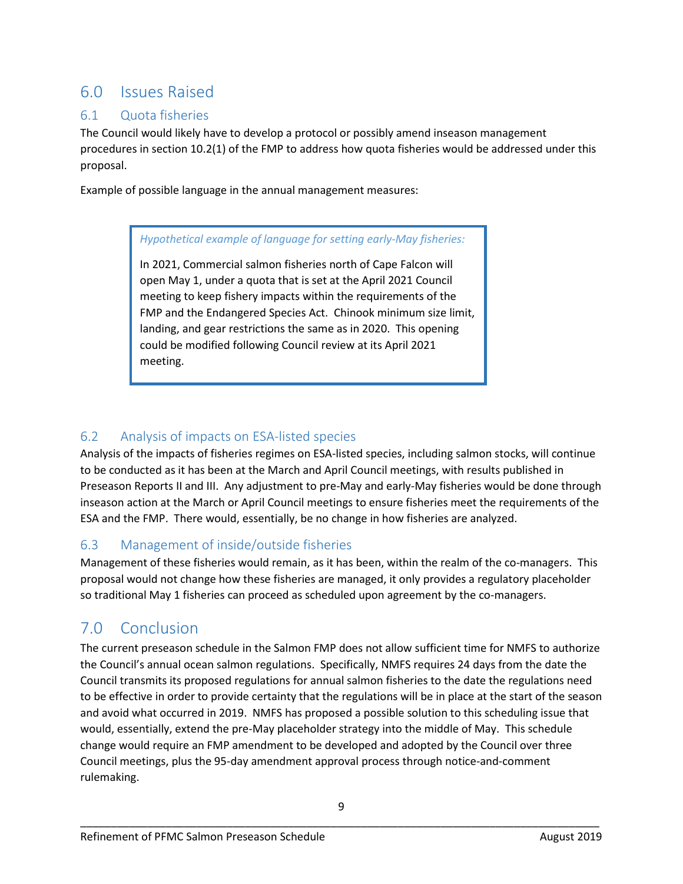# 6.0 Issues Raised

## 6.1 Quota fisheries

The Council would likely have to develop a protocol or possibly amend inseason management procedures in section 10.2(1) of the FMP to address how quota fisheries would be addressed under this proposal.

Example of possible language in the annual management measures:

> *Hypothetical example of language for setting early-May fisheries:*
>
> In 2021, Commercial salmon fisheries north of Cape Falcon will open May 1, under a quota that is set at the April 2021 Council meeting to keep fishery impacts within the requirements of the FMP and the Endangered Species Act. Chinook minimum size limit, landing, and gear restrictions the same as in 2020. This opening could be modified following Council review at its April 2021 meeting.

## 6.2 Analysis of impacts on ESA-listed species

Analysis of the impacts of fisheries regimes on ESA-listed species, including salmon stocks, will continue to be conducted as it has been at the March and April Council meetings, with results published in Preseason Reports II and III. Any adjustment to pre-May and early-May fisheries would be done through inseason action at the March or April Council meetings to ensure fisheries meet the requirements of the ESA and the FMP. There would, essentially, be no change in how fisheries are analyzed.

## 6.3 Management of inside/outside fisheries

Management of these fisheries would remain, as it has been, within the realm of the co-managers. This proposal would not change how these fisheries are managed, it only provides a regulatory placeholder so traditional May 1 fisheries can proceed as scheduled upon agreement by the co-managers.

# 7.0 Conclusion

The current preseason schedule in the Salmon FMP does not allow sufficient time for NMFS to authorize the Council's annual ocean salmon regulations. Specifically, NMFS requires 24 days from the date the Council transmits its proposed regulations for annual salmon fisheries to the date the regulations need to be effective in order to provide certainty that the regulations will be in place at the start of the season and avoid what occurred in 2019. NMFS has proposed a possible solution to this scheduling issue that would, essentially, extend the pre-May placeholder strategy into the middle of May. This schedule change would require an FMP amendment to be developed and adopted by the Council over three Council meetings, plus the 95-day amendment approval process through notice-and-comment rulemaking.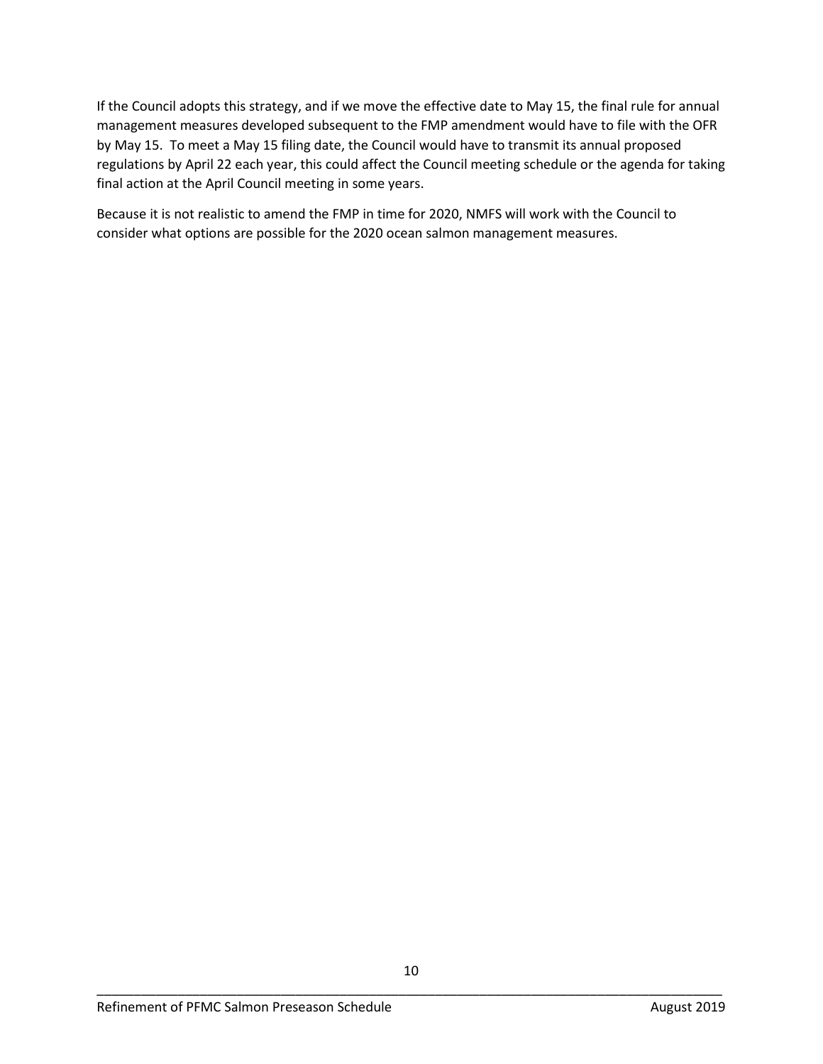If the Council adopts this strategy, and if we move the effective date to May 15, the final rule for annual management measures developed subsequent to the FMP amendment would have to file with the OFR by May 15. To meet a May 15 filing date, the Council would have to transmit its annual proposed regulations by April 22 each year, this could affect the Council meeting schedule or the agenda for taking final action at the April Council meeting in some years.

Because it is not realistic to amend the FMP in time for 2020, NMFS will work with the Council to consider what options are possible for the 2020 ocean salmon management measures.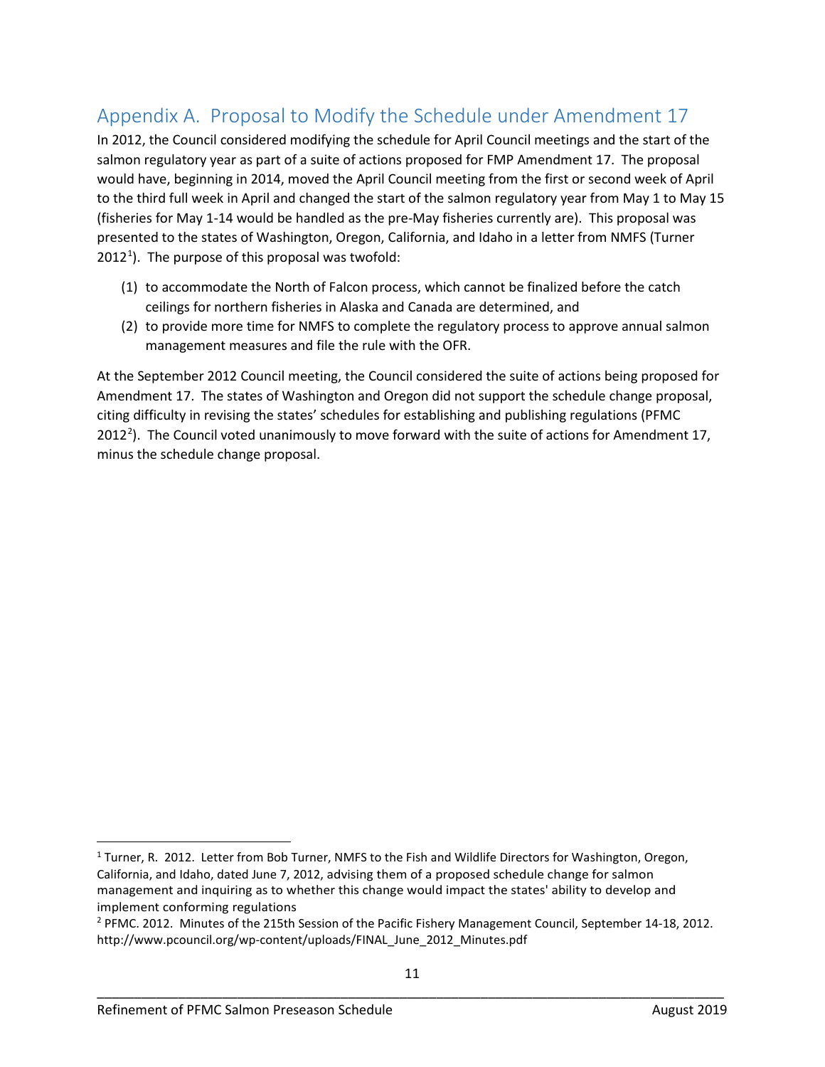## Appendix A. Proposal to Modify the Schedule under Amendment 17

In 2012, the Council considered modifying the schedule for April Council meetings and the start of the salmon regulatory year as part of a suite of actions proposed for FMP Amendment 17. The proposal would have, beginning in 2014, moved the April Council meeting from the first or second week of April to the third full week in April and changed the start of the salmon regulatory year from May 1 to May 15 (fisheries for May 1-14 would be handled as the pre-May fisheries currently are). This proposal was presented to the states of Washington, Oregon, California, and Idaho in a letter from NMFS (Turner 2012[1]). The purpose of this proposal was twofold:

(1) to accommodate the North of Falcon process, which cannot be finalized before the catch ceilings for northern fisheries in Alaska and Canada are determined, and
(2) to provide more time for NMFS to complete the regulatory process to approve annual salmon management measures and file the rule with the OFR.

At the September 2012 Council meeting, the Council considered the suite of actions being proposed for Amendment 17. The states of Washington and Oregon did not support the schedule change proposal, citing difficulty in revising the states' schedules for establishing and publishing regulations (PFMC 2012[2]). The Council voted unanimously to move forward with the suite of actions for Amendment 17, minus the schedule change proposal.

---

[1] Turner, R. 2012. Letter from Bob Turner, NMFS to the Fish and Wildlife Directors for Washington, Oregon, California, and Idaho, dated June 7, 2012, advising them of a proposed schedule change for salmon management and inquiring as to whether this change would impact the states' ability to develop and implement conforming regulations

[2] PFMC. 2012. Minutes of the 215th Session of the Pacific Fishery Management Council, September 14-18, 2012. http://www.pcouncil.org/wp-content/uploads/FINAL_June_2012_Minutes.pdf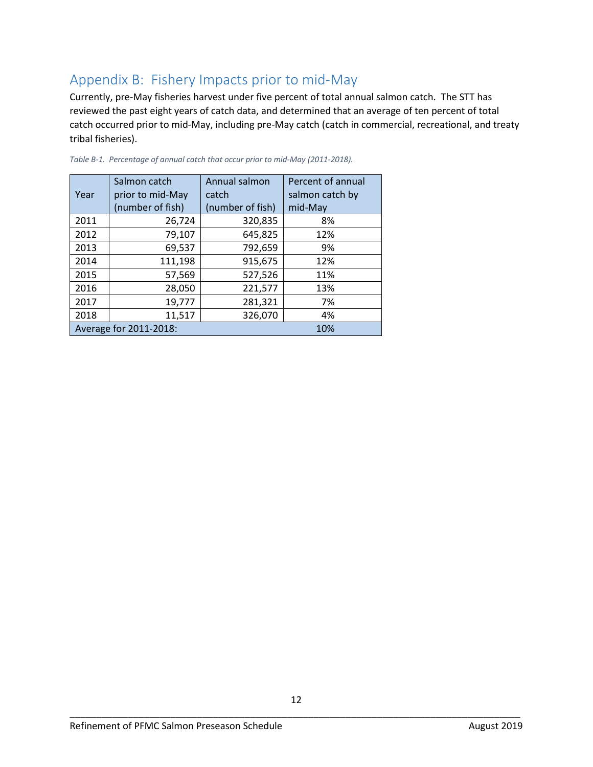## Appendix B: Fishery Impacts prior to mid-May

Currently, pre-May fisheries harvest under five percent of total annual salmon catch. The STT has reviewed the past eight years of catch data, and determined that an average of ten percent of total catch occurred prior to mid-May, including pre-May catch (catch in commercial, recreational, and treaty tribal fisheries).

*Table B-1. Percentage of annual catch that occur prior to mid-May (2011-2018).*

| Year | Salmon catch prior to mid-May (number of fish) | Annual salmon catch (number of fish) | Percent of annual salmon catch by mid-May |
|---|---|---|---|
| 2011 | 26,724 | 320,835 | 8% |
| 2012 | 79,107 | 645,825 | 12% |
| 2013 | 69,537 | 792,659 | 9% |
| 2014 | 111,198 | 915,675 | 12% |
| 2015 | 57,569 | 527,526 | 11% |
| 2016 | 28,050 | 221,577 | 13% |
| 2017 | 19,777 | 281,321 | 7% |
| 2018 | 11,517 | 326,070 | 4% |
| Average for 2011-2018: | | | 10% |